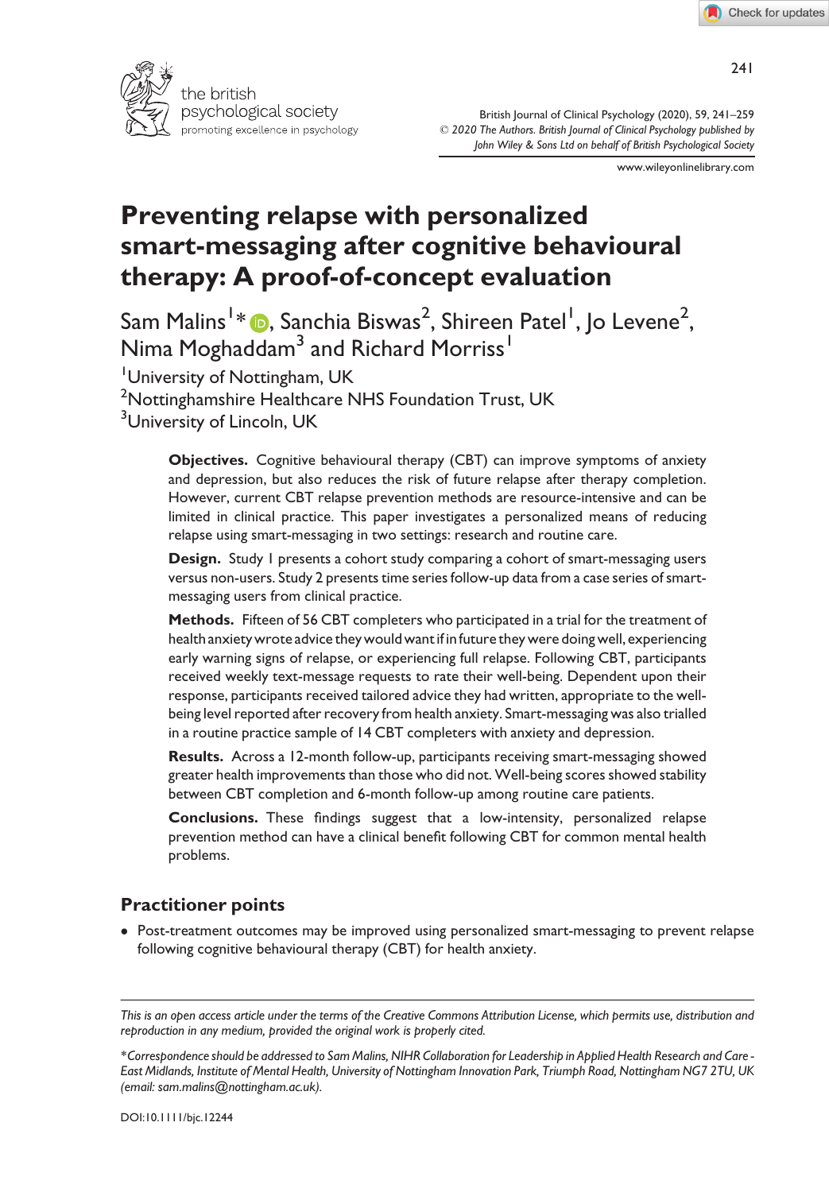# Preventing relapse with personalized smart-messaging after cognitive behavioural therapy: A proof-of-concept evaluation

Sam Malins[1]*, Sanchia Biswas[2], Shireen Patel[1], Jo Levene[2], Nima Moghaddam[3] and Richard Morriss[1]

[1]University of Nottingham, UK

[2]Nottinghamshire Healthcare NHS Foundation Trust, UK

[3]University of Lincoln, UK

**Objectives.** Cognitive behavioural therapy (CBT) can improve symptoms of anxiety and depression, but also reduces the risk of future relapse after therapy completion. However, current CBT relapse prevention methods are resource-intensive and can be limited in clinical practice. This paper investigates a personalized means of reducing relapse using smart-messaging in two settings: research and routine care.

**Design.** Study 1 presents a cohort study comparing a cohort of smart-messaging users versus non-users. Study 2 presents time series follow-up data from a case series of smart-messaging users from clinical practice.

**Methods.** Fifteen of 56 CBT completers who participated in a trial for the treatment of health anxiety wrote advice they would want if in future they were doing well, experiencing early warning signs of relapse, or experiencing full relapse. Following CBT, participants received weekly text-message requests to rate their well-being. Dependent upon their response, participants received tailored advice they had written, appropriate to the well-being level reported after recovery from health anxiety. Smart-messaging was also trialled in a routine practice sample of 14 CBT completers with anxiety and depression.

**Results.** Across a 12-month follow-up, participants receiving smart-messaging showed greater health improvements than those who did not. Well-being scores showed stability between CBT completion and 6-month follow-up among routine care patients.

**Conclusions.** These findings suggest that a low-intensity, personalized relapse prevention method can have a clinical benefit following CBT for common mental health problems.

## Practitioner points

- Post-treatment outcomes may be improved using personalized smart-messaging to prevent relapse following cognitive behavioural therapy (CBT) for health anxiety.

---

*This is an open access article under the terms of the Creative Commons Attribution License, which permits use, distribution and reproduction in any medium, provided the original work is properly cited.*

*Correspondence should be addressed to Sam Malins, NIHR Collaboration for Leadership in Applied Health Research and Care - East Midlands, Institute of Mental Health, University of Nottingham Innovation Park, Triumph Road, Nottingham NG7 2TU, UK (email: sam.malins@nottingham.ac.uk).*

DOI:10.1111/bjc.12244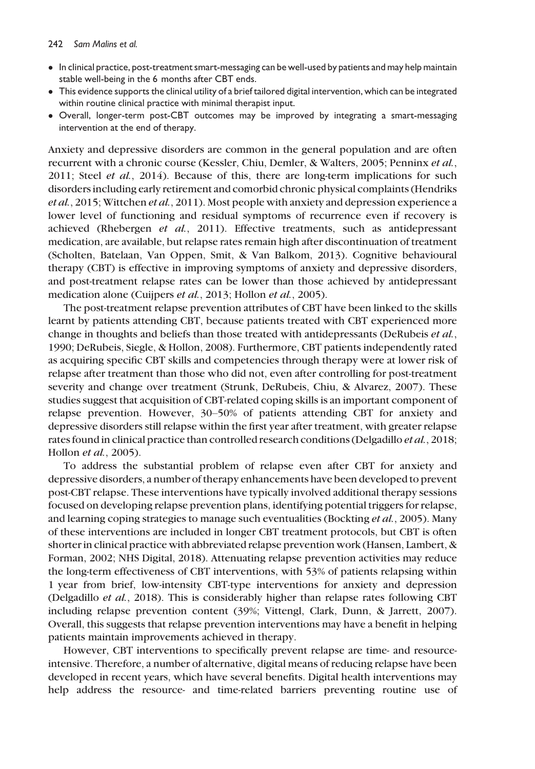- In clinical practice, post-treatment smart-messaging can be well-used by patients and may help maintain stable well-being in the 6 months after CBT ends.
- This evidence supports the clinical utility of a brief tailored digital intervention, which can be integrated within routine clinical practice with minimal therapist input.
- Overall, longer-term post-CBT outcomes may be improved by integrating a smart-messaging intervention at the end of therapy.

Anxiety and depressive disorders are common in the general population and are often recurrent with a chronic course (Kessler, Chiu, Demler, & Walters, 2005; Penninx *et al.*, 2011; Steel *et al.*, 2014). Because of this, there are long-term implications for such disorders including early retirement and comorbid chronic physical complaints (Hendriks *et al.*, 2015; Wittchen *et al.*, 2011). Most people with anxiety and depression experience a lower level of functioning and residual symptoms of recurrence even if recovery is achieved (Rhebergen *et al.*, 2011). Effective treatments, such as antidepressant medication, are available, but relapse rates remain high after discontinuation of treatment (Scholten, Batelaan, Van Oppen, Smit, & Van Balkom, 2013). Cognitive behavioural therapy (CBT) is effective in improving symptoms of anxiety and depressive disorders, and post-treatment relapse rates can be lower than those achieved by antidepressant medication alone (Cuijpers *et al.*, 2013; Hollon *et al.*, 2005).

The post-treatment relapse prevention attributes of CBT have been linked to the skills learnt by patients attending CBT, because patients treated with CBT experienced more change in thoughts and beliefs than those treated with antidepressants (DeRubeis *et al.*, 1990; DeRubeis, Siegle, & Hollon, 2008). Furthermore, CBT patients independently rated as acquiring specific CBT skills and competencies through therapy were at lower risk of relapse after treatment than those who did not, even after controlling for post-treatment severity and change over treatment (Strunk, DeRubeis, Chiu, & Alvarez, 2007). These studies suggest that acquisition of CBT-related coping skills is an important component of relapse prevention. However, 30–50% of patients attending CBT for anxiety and depressive disorders still relapse within the first year after treatment, with greater relapse rates found in clinical practice than controlled research conditions (Delgadillo *et al.*, 2018; Hollon *et al.*, 2005).

To address the substantial problem of relapse even after CBT for anxiety and depressive disorders, a number of therapy enhancements have been developed to prevent post-CBT relapse. These interventions have typically involved additional therapy sessions focused on developing relapse prevention plans, identifying potential triggers for relapse, and learning coping strategies to manage such eventualities (Bockting *et al.*, 2005). Many of these interventions are included in longer CBT treatment protocols, but CBT is often shorter in clinical practice with abbreviated relapse prevention work (Hansen, Lambert, & Forman, 2002; NHS Digital, 2018). Attenuating relapse prevention activities may reduce the long-term effectiveness of CBT interventions, with 53% of patients relapsing within 1 year from brief, low-intensity CBT-type interventions for anxiety and depression (Delgadillo *et al.*, 2018). This is considerably higher than relapse rates following CBT including relapse prevention content (39%; Vittengl, Clark, Dunn, & Jarrett, 2007). Overall, this suggests that relapse prevention interventions may have a benefit in helping patients maintain improvements achieved in therapy.

However, CBT interventions to specifically prevent relapse are time- and resource-intensive. Therefore, a number of alternative, digital means of reducing relapse have been developed in recent years, which have several benefits. Digital health interventions may help address the resource- and time-related barriers preventing routine use of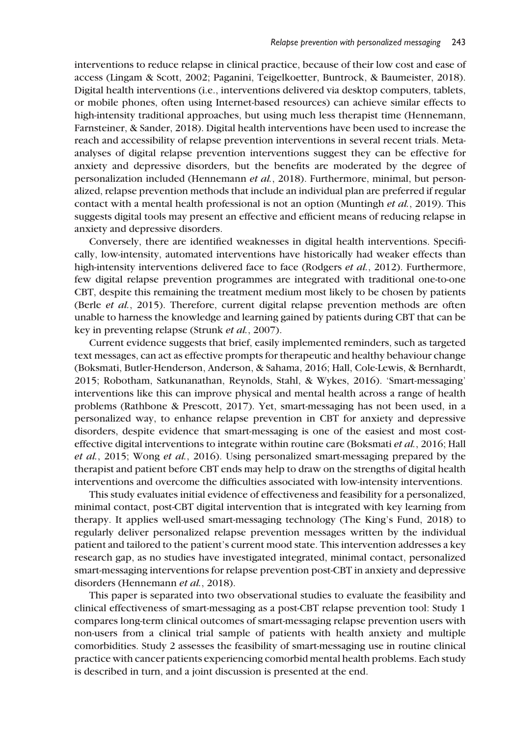interventions to reduce relapse in clinical practice, because of their low cost and ease of access (Lingam & Scott, 2002; Paganini, Teigelkoetter, Buntrock, & Baumeister, 2018). Digital health interventions (i.e., interventions delivered via desktop computers, tablets, or mobile phones, often using Internet-based resources) can achieve similar effects to high-intensity traditional approaches, but using much less therapist time (Hennemann, Farnsteiner, & Sander, 2018). Digital health interventions have been used to increase the reach and accessibility of relapse prevention interventions in several recent trials. Meta-analyses of digital relapse prevention interventions suggest they can be effective for anxiety and depressive disorders, but the benefits are moderated by the degree of personalization included (Hennemann *et al.*, 2018). Furthermore, minimal, but personalized, relapse prevention methods that include an individual plan are preferred if regular contact with a mental health professional is not an option (Muntingh *et al.*, 2019). This suggests digital tools may present an effective and efficient means of reducing relapse in anxiety and depressive disorders.

Conversely, there are identified weaknesses in digital health interventions. Specifically, low-intensity, automated interventions have historically had weaker effects than high-intensity interventions delivered face to face (Rodgers *et al.*, 2012). Furthermore, few digital relapse prevention programmes are integrated with traditional one-to-one CBT, despite this remaining the treatment medium most likely to be chosen by patients (Berle *et al.*, 2015). Therefore, current digital relapse prevention methods are often unable to harness the knowledge and learning gained by patients during CBT that can be key in preventing relapse (Strunk *et al.*, 2007).

Current evidence suggests that brief, easily implemented reminders, such as targeted text messages, can act as effective prompts for therapeutic and healthy behaviour change (Boksmati, Butler-Henderson, Anderson, & Sahama, 2016; Hall, Cole-Lewis, & Bernhardt, 2015; Robotham, Satkunanathan, Reynolds, Stahl, & Wykes, 2016). 'Smart-messaging' interventions like this can improve physical and mental health across a range of health problems (Rathbone & Prescott, 2017). Yet, smart-messaging has not been used, in a personalized way, to enhance relapse prevention in CBT for anxiety and depressive disorders, despite evidence that smart-messaging is one of the easiest and most cost-effective digital interventions to integrate within routine care (Boksmati *et al.*, 2016; Hall *et al.*, 2015; Wong *et al.*, 2016). Using personalized smart-messaging prepared by the therapist and patient before CBT ends may help to draw on the strengths of digital health interventions and overcome the difficulties associated with low-intensity interventions.

This study evaluates initial evidence of effectiveness and feasibility for a personalized, minimal contact, post-CBT digital intervention that is integrated with key learning from therapy. It applies well-used smart-messaging technology (The King's Fund, 2018) to regularly deliver personalized relapse prevention messages written by the individual patient and tailored to the patient's current mood state. This intervention addresses a key research gap, as no studies have investigated integrated, minimal contact, personalized smart-messaging interventions for relapse prevention post-CBT in anxiety and depressive disorders (Hennemann *et al.*, 2018).

This paper is separated into two observational studies to evaluate the feasibility and clinical effectiveness of smart-messaging as a post-CBT relapse prevention tool: Study 1 compares long-term clinical outcomes of smart-messaging relapse prevention users with non-users from a clinical trial sample of patients with health anxiety and multiple comorbidities. Study 2 assesses the feasibility of smart-messaging use in routine clinical practice with cancer patients experiencing comorbid mental health problems. Each study is described in turn, and a joint discussion is presented at the end.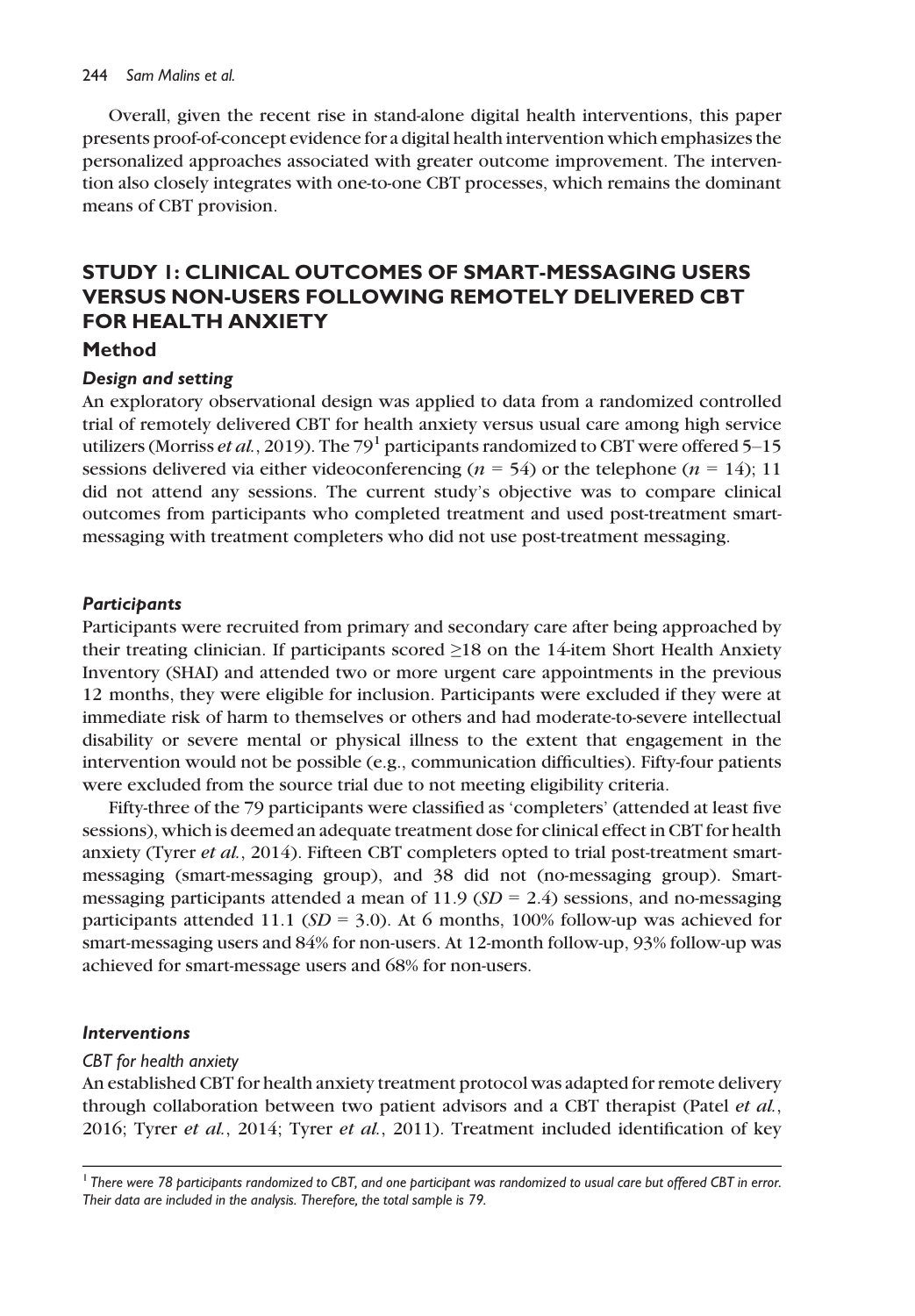Overall, given the recent rise in stand-alone digital health interventions, this paper presents proof-of-concept evidence for a digital health intervention which emphasizes the personalized approaches associated with greater outcome improvement. The intervention also closely integrates with one-to-one CBT processes, which remains the dominant means of CBT provision.

## STUDY 1: CLINICAL OUTCOMES OF SMART-MESSAGING USERS VERSUS NON-USERS FOLLOWING REMOTELY DELIVERED CBT FOR HEALTH ANXIETY

### Method

#### *Design and setting*

An exploratory observational design was applied to data from a randomized controlled trial of remotely delivered CBT for health anxiety versus usual care among high service utilizers (Morriss *et al.*, 2019). The 79[1] participants randomized to CBT were offered 5–15 sessions delivered via either videoconferencing ($n$ = 54) or the telephone ($n$ = 14); 11 did not attend any sessions. The current study's objective was to compare clinical outcomes from participants who completed treatment and used post-treatment smart-messaging with treatment completers who did not use post-treatment messaging.

#### *Participants*

Participants were recruited from primary and secondary care after being approached by their treating clinician. If participants scored ≥18 on the 14-item Short Health Anxiety Inventory (SHAI) and attended two or more urgent care appointments in the previous 12 months, they were eligible for inclusion. Participants were excluded if they were at immediate risk of harm to themselves or others and had moderate-to-severe intellectual disability or severe mental or physical illness to the extent that engagement in the intervention would not be possible (e.g., communication difficulties). Fifty-four patients were excluded from the source trial due to not meeting eligibility criteria.

Fifty-three of the 79 participants were classified as 'completers' (attended at least five sessions), which is deemed an adequate treatment dose for clinical effect in CBT for health anxiety (Tyrer *et al.*, 2014). Fifteen CBT completers opted to trial post-treatment smart-messaging (smart-messaging group), and 38 did not (no-messaging group). Smart-messaging participants attended a mean of 11.9 ($SD$ = 2.4) sessions, and no-messaging participants attended 11.1 ($SD$ = 3.0). At 6 months, 100% follow-up was achieved for smart-messaging users and 84% for non-users. At 12-month follow-up, 93% follow-up was achieved for smart-message users and 68% for non-users.

#### *Interventions*

*CBT for health anxiety*

An established CBT for health anxiety treatment protocol was adapted for remote delivery through collaboration between two patient advisors and a CBT therapist (Patel *et al.*, 2016; Tyrer *et al.*, 2014; Tyrer *et al.*, 2011). Treatment included identification of key

[1] *There were 78 participants randomized to CBT, and one participant was randomized to usual care but offered CBT in error. Their data are included in the analysis. Therefore, the total sample is 79.*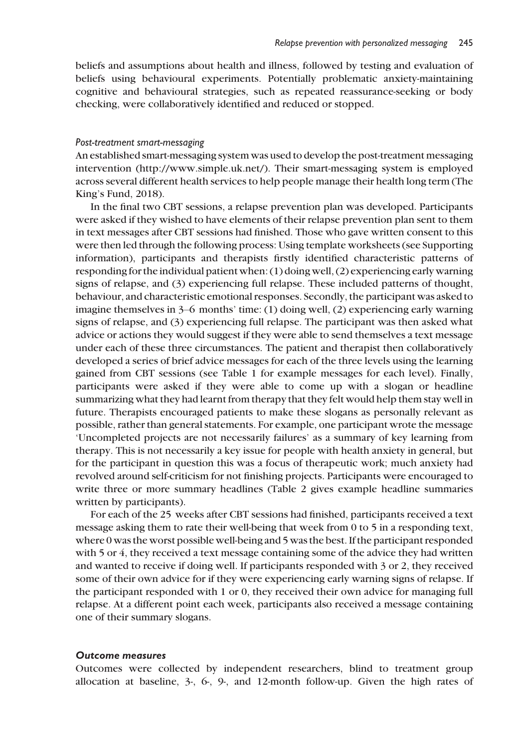beliefs and assumptions about health and illness, followed by testing and evaluation of beliefs using behavioural experiments. Potentially problematic anxiety-maintaining cognitive and behavioural strategies, such as repeated reassurance-seeking or body checking, were collaboratively identified and reduced or stopped.

#### *Post-treatment smart-messaging*

An established smart-messaging system was used to develop the post-treatment messaging intervention (http://www.simple.uk.net/). Their smart-messaging system is employed across several different health services to help people manage their health long term (The King's Fund, 2018).

In the final two CBT sessions, a relapse prevention plan was developed. Participants were asked if they wished to have elements of their relapse prevention plan sent to them in text messages after CBT sessions had finished. Those who gave written consent to this were then led through the following process: Using template worksheets (see Supporting information), participants and therapists firstly identified characteristic patterns of responding for the individual patient when: (1) doing well, (2) experiencing early warning signs of relapse, and (3) experiencing full relapse. These included patterns of thought, behaviour, and characteristic emotional responses. Secondly, the participant was asked to imagine themselves in 3–6 months' time: (1) doing well, (2) experiencing early warning signs of relapse, and (3) experiencing full relapse. The participant was then asked what advice or actions they would suggest if they were able to send themselves a text message under each of these three circumstances. The patient and therapist then collaboratively developed a series of brief advice messages for each of the three levels using the learning gained from CBT sessions (see Table 1 for example messages for each level). Finally, participants were asked if they were able to come up with a slogan or headline summarizing what they had learnt from therapy that they felt would help them stay well in future. Therapists encouraged patients to make these slogans as personally relevant as possible, rather than general statements. For example, one participant wrote the message 'Uncompleted projects are not necessarily failures' as a summary of key learning from therapy. This is not necessarily a key issue for people with health anxiety in general, but for the participant in question this was a focus of therapeutic work; much anxiety had revolved around self-criticism for not finishing projects. Participants were encouraged to write three or more summary headlines (Table 2 gives example headline summaries written by participants).

For each of the 25 weeks after CBT sessions had finished, participants received a text message asking them to rate their well-being that week from 0 to 5 in a responding text, where 0 was the worst possible well-being and 5 was the best. If the participant responded with 5 or 4, they received a text message containing some of the advice they had written and wanted to receive if doing well. If participants responded with 3 or 2, they received some of their own advice for if they were experiencing early warning signs of relapse. If the participant responded with 1 or 0, they received their own advice for managing full relapse. At a different point each week, participants also received a message containing one of their summary slogans.

### *Outcome measures*

Outcomes were collected by independent researchers, blind to treatment group allocation at baseline, 3-, 6-, 9-, and 12-month follow-up. Given the high rates of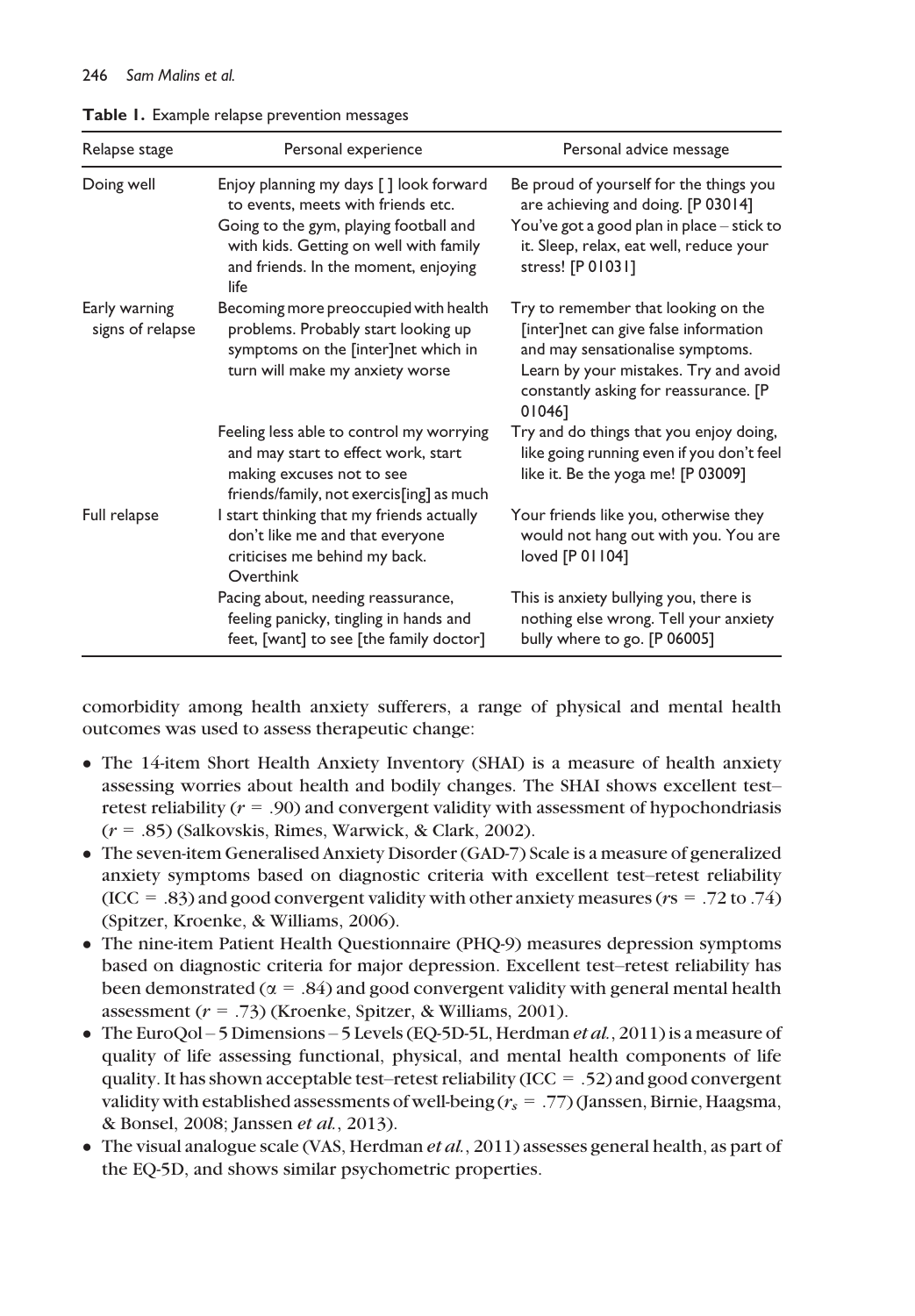**Table 1.** Example relapse prevention messages

| Relapse stage | Personal experience | Personal advice message |
|---|---|---|
| Doing well | Enjoy planning my days [ ] look forward to events, meets with friends etc. | Be proud of yourself for the things you are achieving and doing. [P 03014] |
| | Going to the gym, playing football and with kids. Getting on well with family and friends. In the moment, enjoying life | You've got a good plan in place – stick to it. Sleep, relax, eat well, reduce your stress! [P 01031] |
| Early warning signs of relapse | Becoming more preoccupied with health problems. Probably start looking up symptoms on the [inter]net which in turn will make my anxiety worse | Try to remember that looking on the [inter]net can give false information and may sensationalise symptoms. Learn by your mistakes. Try and avoid constantly asking for reassurance. [P 01046] |
| | Feeling less able to control my worrying and may start to effect work, start making excuses not to see friends/family, not exercis[ing] as much | Try and do things that you enjoy doing, like going running even if you don't feel like it. Be the yoga me! [P 03009] |
| Full relapse | I start thinking that my friends actually don't like me and that everyone criticises me behind my back. Overthink | Your friends like you, otherwise they would not hang out with you. You are loved [P 01104] |
| | Pacing about, needing reassurance, feeling panicky, tingling in hands and feet, [want] to see [the family doctor] | This is anxiety bullying you, there is nothing else wrong. Tell your anxiety bully where to go. [P 06005] |

comorbidity among health anxiety sufferers, a range of physical and mental health outcomes was used to assess therapeutic change:

- The 14-item Short Health Anxiety Inventory (SHAI) is a measure of health anxiety assessing worries about health and bodily changes. The SHAI shows excellent test–retest reliability ($r$ = .90) and convergent validity with assessment of hypochondriasis ($r$ = .85) (Salkovskis, Rimes, Warwick, & Clark, 2002).
- The seven-item Generalised Anxiety Disorder (GAD-7) Scale is a measure of generalized anxiety symptoms based on diagnostic criteria with excellent test–retest reliability (ICC = .83) and good convergent validity with other anxiety measures ($r$s = .72 to .74) (Spitzer, Kroenke, & Williams, 2006).
- The nine-item Patient Health Questionnaire (PHQ-9) measures depression symptoms based on diagnostic criteria for major depression. Excellent test–retest reliability has been demonstrated ($\alpha$ = .84) and good convergent validity with general mental health assessment ($r$ = .73) (Kroenke, Spitzer, & Williams, 2001).
- The EuroQol – 5 Dimensions – 5 Levels (EQ-5D-5L, Herdman *et al.*, 2011) is a measure of quality of life assessing functional, physical, and mental health components of life quality. It has shown acceptable test–retest reliability (ICC = .52) and good convergent validity with established assessments of well-being ($r_s$ = .77) (Janssen, Birnie, Haagsma, & Bonsel, 2008; Janssen *et al.*, 2013).
- The visual analogue scale (VAS, Herdman *et al.*, 2011) assesses general health, as part of the EQ-5D, and shows similar psychometric properties.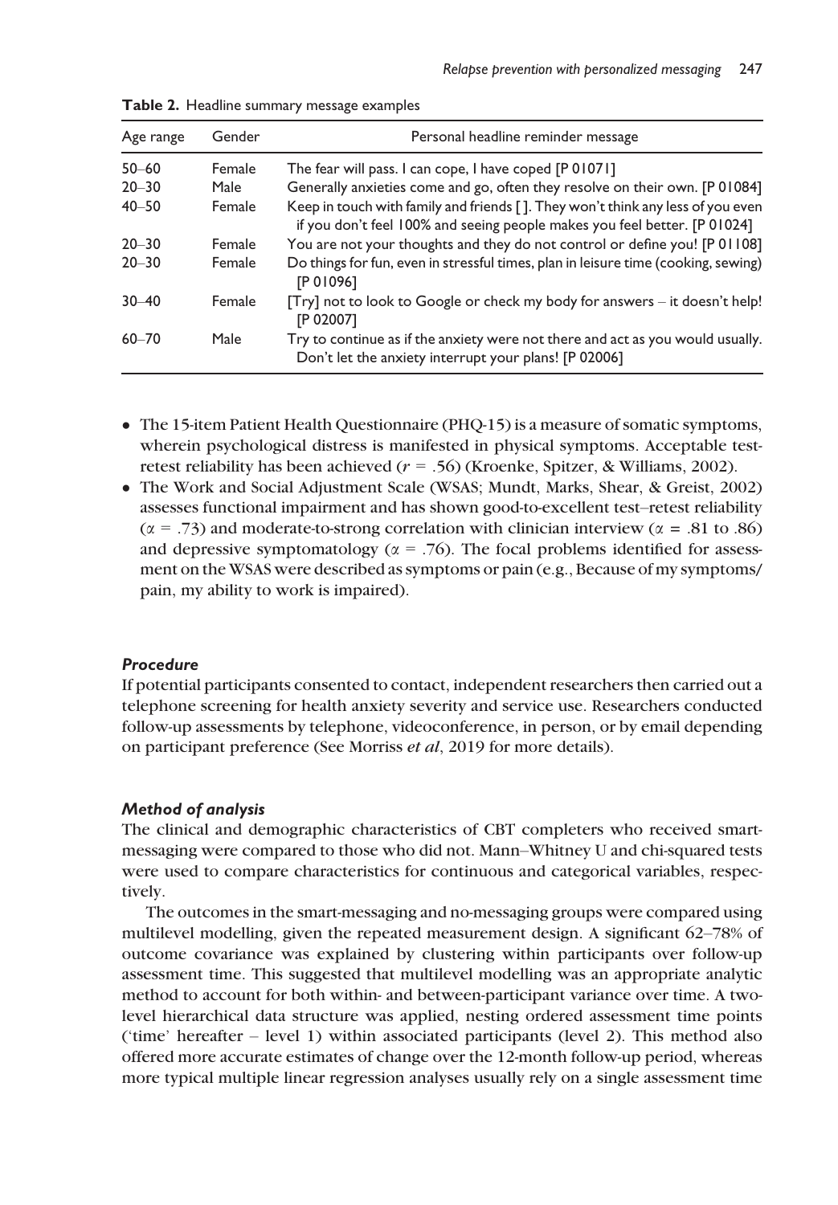**Table 2.** Headline summary message examples

| Age range | Gender | Personal headline reminder message |
|---|---|---|
| 50–60 | Female | The fear will pass. I can cope, I have coped [P 01071] |
| 20–30 | Male | Generally anxieties come and go, often they resolve on their own. [P 01084] |
| 40–50 | Female | Keep in touch with family and friends [ ]. They won't think any less of you even if you don't feel 100% and seeing people makes you feel better. [P 01024] |
| 20–30 | Female | You are not your thoughts and they do not control or define you! [P 01108] |
| 20–30 | Female | Do things for fun, even in stressful times, plan in leisure time (cooking, sewing) [P 01096] |
| 30–40 | Female | [Try] not to look to Google or check my body for answers – it doesn't help! [P 02007] |
| 60–70 | Male | Try to continue as if the anxiety were not there and act as you would usually. Don't let the anxiety interrupt your plans! [P 02006] |

- The 15-item Patient Health Questionnaire (PHQ-15) is a measure of somatic symptoms, wherein psychological distress is manifested in physical symptoms. Acceptable test-retest reliability has been achieved ($r$ = .56) (Kroenke, Spitzer, & Williams, 2002).
- The Work and Social Adjustment Scale (WSAS; Mundt, Marks, Shear, & Greist, 2002) assesses functional impairment and has shown good-to-excellent test–retest reliability ($\alpha$ = .73) and moderate-to-strong correlation with clinician interview ($\alpha$ = .81 to .86) and depressive symptomatology ($\alpha$ = .76). The focal problems identified for assessment on the WSAS were described as symptoms or pain (e.g., Because of my symptoms/pain, my ability to work is impaired).

### *Procedure*

If potential participants consented to contact, independent researchers then carried out a telephone screening for health anxiety severity and service use. Researchers conducted follow-up assessments by telephone, videoconference, in person, or by email depending on participant preference (See Morriss *et al*, 2019 for more details).

### *Method of analysis*

The clinical and demographic characteristics of CBT completers who received smart-messaging were compared to those who did not. Mann–Whitney U and chi-squared tests were used to compare characteristics for continuous and categorical variables, respectively.

The outcomes in the smart-messaging and no-messaging groups were compared using multilevel modelling, given the repeated measurement design. A significant 62–78% of outcome covariance was explained by clustering within participants over follow-up assessment time. This suggested that multilevel modelling was an appropriate analytic method to account for both within- and between-participant variance over time. A two-level hierarchical data structure was applied, nesting ordered assessment time points ('time' hereafter – level 1) within associated participants (level 2). This method also offered more accurate estimates of change over the 12-month follow-up period, whereas more typical multiple linear regression analyses usually rely on a single assessment time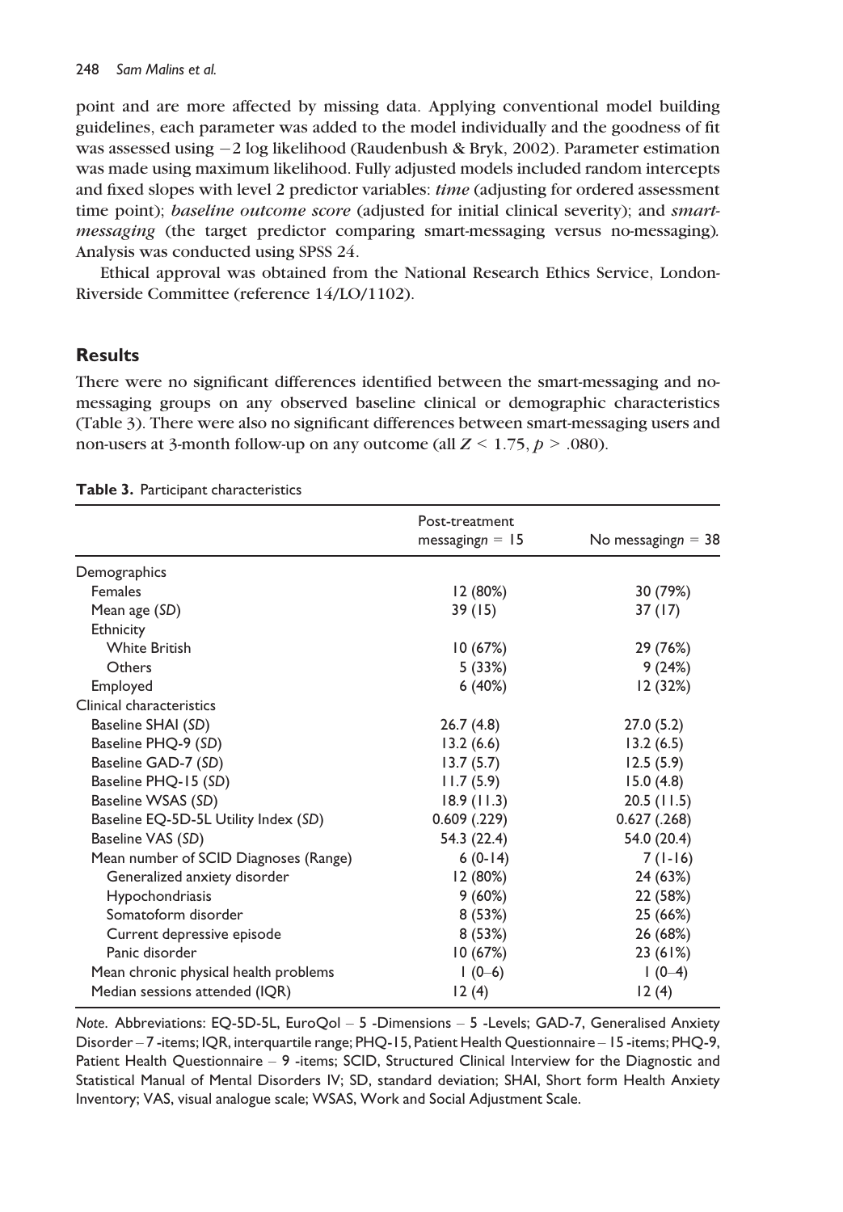point and are more affected by missing data. Applying conventional model building guidelines, each parameter was added to the model individually and the goodness of fit was assessed using −2 log likelihood (Raudenbush & Bryk, 2002). Parameter estimation was made using maximum likelihood. Fully adjusted models included random intercepts and fixed slopes with level 2 predictor variables: *time* (adjusting for ordered assessment time point); *baseline outcome score* (adjusted for initial clinical severity); and *smart-messaging* (the target predictor comparing smart-messaging versus no-messaging). Analysis was conducted using SPSS 24.

Ethical approval was obtained from the National Research Ethics Service, London-Riverside Committee (reference 14/LO/1102).

## Results

There were no significant differences identified between the smart-messaging and no-messaging groups on any observed baseline clinical or demographic characteristics (Table 3). There were also no significant differences between smart-messaging users and non-users at 3-month follow-up on any outcome (all $Z < 1.75$, $p > .080$).

**Table 3.** Participant characteristics

| | Post-treatment messagingn = 15 | No messagingn = 38 |
|---|---|---|
| Demographics | | |
| Females | 12 (80%) | 30 (79%) |
| Mean age (*SD*) | 39 (15) | 37 (17) |
| Ethnicity | | |
| White British | 10 (67%) | 29 (76%) |
| Others | 5 (33%) | 9 (24%) |
| Employed | 6 (40%) | 12 (32%) |
| Clinical characteristics | | |
| Baseline SHAI (*SD*) | 26.7 (4.8) | 27.0 (5.2) |
| Baseline PHQ-9 (*SD*) | 13.2 (6.6) | 13.2 (6.5) |
| Baseline GAD-7 (*SD*) | 13.7 (5.7) | 12.5 (5.9) |
| Baseline PHQ-15 (*SD*) | 11.7 (5.9) | 15.0 (4.8) |
| Baseline WSAS (*SD*) | 18.9 (11.3) | 20.5 (11.5) |
| Baseline EQ-5D-5L Utility Index (*SD*) | 0.609 (.229) | 0.627 (.268) |
| Baseline VAS (*SD*) | 54.3 (22.4) | 54.0 (20.4) |
| Mean number of SCID Diagnoses (Range) | 6 (0-14) | 7 (1-16) |
| Generalized anxiety disorder | 12 (80%) | 24 (63%) |
| Hypochondriasis | 9 (60%) | 22 (58%) |
| Somatoform disorder | 8 (53%) | 25 (66%) |
| Current depressive episode | 8 (53%) | 26 (68%) |
| Panic disorder | 10 (67%) | 23 (61%) |
| Mean chronic physical health problems | 1 (0–6) | 1 (0–4) |
| Median sessions attended (IQR) | 12 (4) | 12 (4) |

*Note*. Abbreviations: EQ-5D-5L, EuroQol – 5 -Dimensions – 5 -Levels; GAD-7, Generalised Anxiety Disorder – 7 -items; IQR, interquartile range; PHQ-15, Patient Health Questionnaire – 15 -items; PHQ-9, Patient Health Questionnaire – 9 -items; SCID, Structured Clinical Interview for the Diagnostic and Statistical Manual of Mental Disorders IV; SD, standard deviation; SHAI, Short form Health Anxiety Inventory; VAS, visual analogue scale; WSAS, Work and Social Adjustment Scale.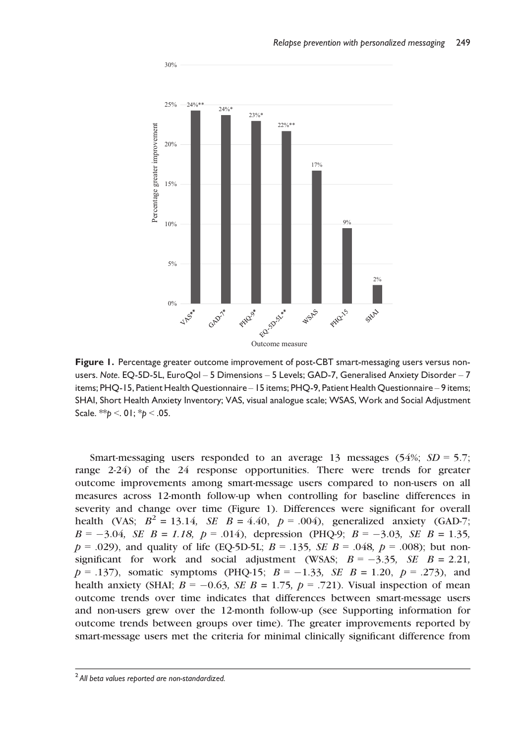**Figure 1.** Percentage greater outcome improvement of post-CBT smart-messaging users versus non-users. *Note*. EQ-5D-5L, EuroQol – 5 Dimensions – 5 Levels; GAD-7, Generalised Anxiety Disorder – 7 items; PHQ-15, Patient Health Questionnaire – 15 items; PHQ-9, Patient Health Questionnaire – 9 items; SHAI, Short Health Anxiety Inventory; VAS, visual analogue scale; WSAS, Work and Social Adjustment Scale. \*\*$p < .01$; \*$p < .05$.

Smart-messaging users responded to an average 13 messages (54%; $SD = 5.7$; range 2-24) of the 24 response opportunities. There were trends for greater outcome improvements among smart-message users compared to non-users on all measures across 12-month follow-up when controlling for baseline differences in severity and change over time (Figure 1). Differences were significant for overall health (VAS; $B^2 = 13.14$, $SE\ B = 4.40$, $p = .004$), generalized anxiety (GAD-7; $B = -3.04$, $SE\ B = 1.18$, $p = .014$), depression (PHQ-9; $B = -3.03$, $SE\ B = 1.35$, $p = .029$), and quality of life (EQ-5D-5L; $B = .135$, $SE\ B = .048$, $p = .008$); but non-significant for work and social adjustment (WSAS; $B = -3.35$, $SE\ B = 2.21$, $p = .137$), somatic symptoms (PHQ-15; $B = -1.33$, $SE\ B = 1.20$, $p = .273$), and health anxiety (SHAI; $B = -0.63$, $SE\ B = 1.75$, $p = .721$). Visual inspection of mean outcome trends over time indicates that differences between smart-message users and non-users grew over the 12-month follow-up (see Supporting information for outcome trends between groups over time). The greater improvements reported by smart-message users met the criteria for minimal clinically significant difference from

[2] *All beta values reported are non-standardized.*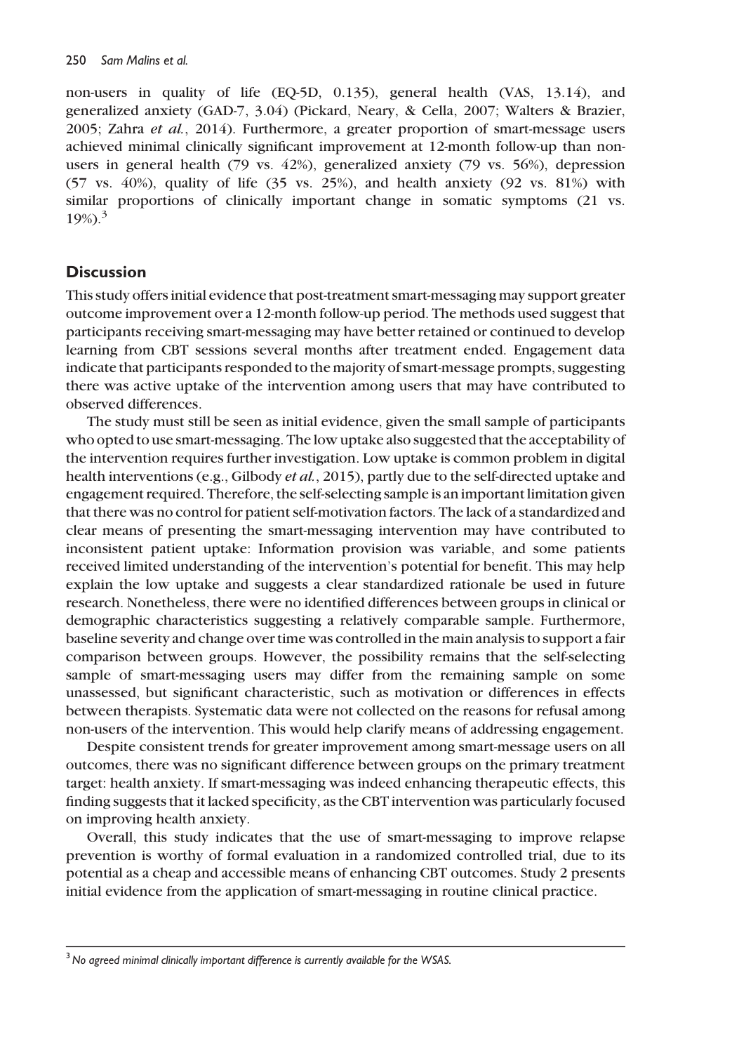non-users in quality of life (EQ-5D, 0.135), general health (VAS, 13.14), and generalized anxiety (GAD-7, 3.04) (Pickard, Neary, & Cella, 2007; Walters & Brazier, 2005; Zahra *et al.*, 2014). Furthermore, a greater proportion of smart-message users achieved minimal clinically significant improvement at 12-month follow-up than non-users in general health (79 vs. 42%), generalized anxiety (79 vs. 56%), depression (57 vs. 40%), quality of life (35 vs. 25%), and health anxiety (92 vs. 81%) with similar proportions of clinically important change in somatic symptoms (21 vs. 19%).[3]

## Discussion

This study offers initial evidence that post-treatment smart-messaging may support greater outcome improvement over a 12-month follow-up period. The methods used suggest that participants receiving smart-messaging may have better retained or continued to develop learning from CBT sessions several months after treatment ended. Engagement data indicate that participants responded to the majority of smart-message prompts, suggesting there was active uptake of the intervention among users that may have contributed to observed differences.

The study must still be seen as initial evidence, given the small sample of participants who opted to use smart-messaging. The low uptake also suggested that the acceptability of the intervention requires further investigation. Low uptake is common problem in digital health interventions (e.g., Gilbody *et al.*, 2015), partly due to the self-directed uptake and engagement required. Therefore, the self-selecting sample is an important limitation given that there was no control for patient self-motivation factors. The lack of a standardized and clear means of presenting the smart-messaging intervention may have contributed to inconsistent patient uptake: Information provision was variable, and some patients received limited understanding of the intervention's potential for benefit. This may help explain the low uptake and suggests a clear standardized rationale be used in future research. Nonetheless, there were no identified differences between groups in clinical or demographic characteristics suggesting a relatively comparable sample. Furthermore, baseline severity and change over time was controlled in the main analysis to support a fair comparison between groups. However, the possibility remains that the self-selecting sample of smart-messaging users may differ from the remaining sample on some unassessed, but significant characteristic, such as motivation or differences in effects between therapists. Systematic data were not collected on the reasons for refusal among non-users of the intervention. This would help clarify means of addressing engagement.

Despite consistent trends for greater improvement among smart-message users on all outcomes, there was no significant difference between groups on the primary treatment target: health anxiety. If smart-messaging was indeed enhancing therapeutic effects, this finding suggests that it lacked specificity, as the CBT intervention was particularly focused on improving health anxiety.

Overall, this study indicates that the use of smart-messaging to improve relapse prevention is worthy of formal evaluation in a randomized controlled trial, due to its potential as a cheap and accessible means of enhancing CBT outcomes. Study 2 presents initial evidence from the application of smart-messaging in routine clinical practice.

[3] *No agreed minimal clinically important difference is currently available for the WSAS.*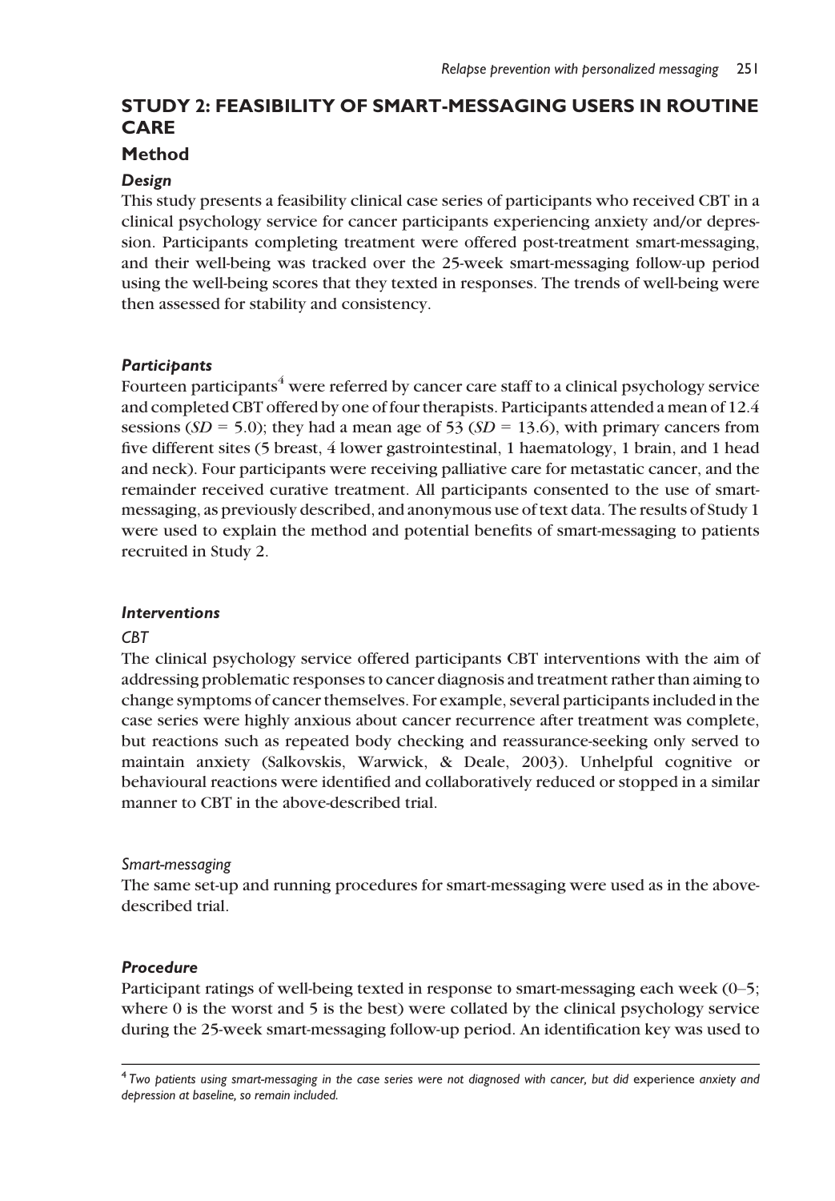## STUDY 2: FEASIBILITY OF SMART-MESSAGING USERS IN ROUTINE CARE

### Method

#### *Design*

This study presents a feasibility clinical case series of participants who received CBT in a clinical psychology service for cancer participants experiencing anxiety and/or depression. Participants completing treatment were offered post-treatment smart-messaging, and their well-being was tracked over the 25-week smart-messaging follow-up period using the well-being scores that they texted in responses. The trends of well-being were then assessed for stability and consistency.

#### *Participants*

Fourteen participants[4] were referred by cancer care staff to a clinical psychology service and completed CBT offered by one of four therapists. Participants attended a mean of 12.4 sessions (*SD* = 5.0); they had a mean age of 53 (*SD* = 13.6), with primary cancers from five different sites (5 breast, 4 lower gastrointestinal, 1 haematology, 1 brain, and 1 head and neck). Four participants were receiving palliative care for metastatic cancer, and the remainder received curative treatment. All participants consented to the use of smart-messaging, as previously described, and anonymous use of text data. The results of Study 1 were used to explain the method and potential benefits of smart-messaging to patients recruited in Study 2.

#### *Interventions*

*CBT*

The clinical psychology service offered participants CBT interventions with the aim of addressing problematic responses to cancer diagnosis and treatment rather than aiming to change symptoms of cancer themselves. For example, several participants included in the case series were highly anxious about cancer recurrence after treatment was complete, but reactions such as repeated body checking and reassurance-seeking only served to maintain anxiety (Salkovskis, Warwick, & Deale, 2003). Unhelpful cognitive or behavioural reactions were identified and collaboratively reduced or stopped in a similar manner to CBT in the above-described trial.

*Smart-messaging*

The same set-up and running procedures for smart-messaging were used as in the above-described trial.

#### *Procedure*

Participant ratings of well-being texted in response to smart-messaging each week (0–5; where 0 is the worst and 5 is the best) were collated by the clinical psychology service during the 25-week smart-messaging follow-up period. An identification key was used to

[4] *Two patients using smart-messaging in the case series were not diagnosed with cancer, but did* experience *anxiety and depression at baseline, so remain included.*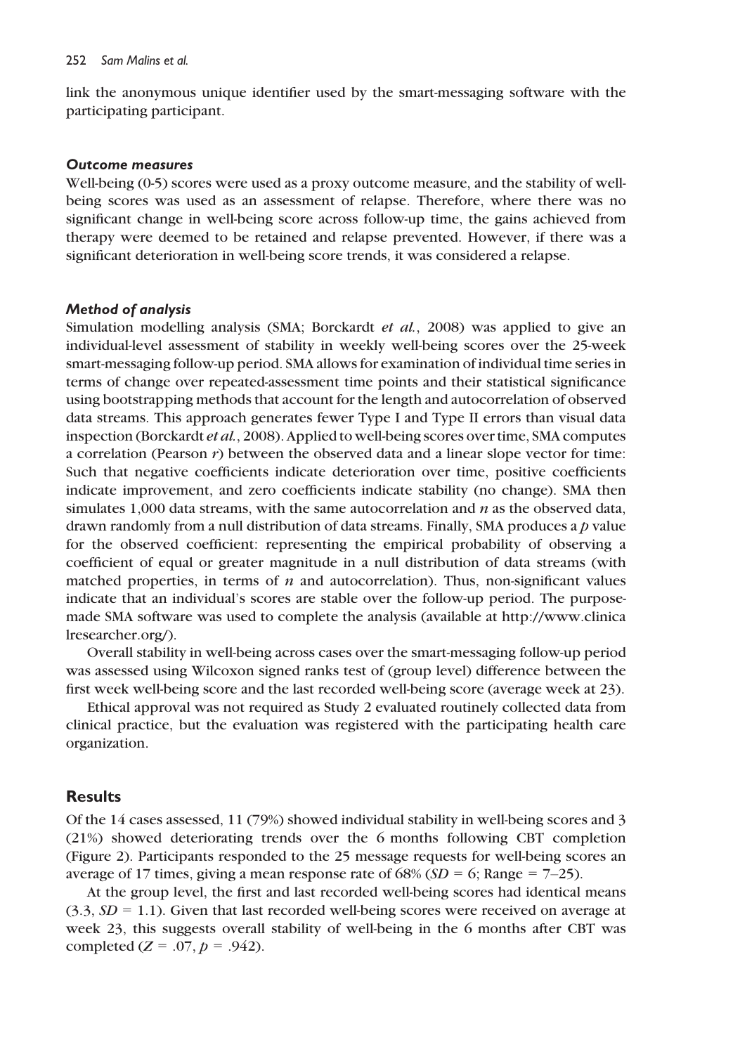link the anonymous unique identifier used by the smart-messaging software with the participating participant.

### *Outcome measures*

Well-being (0-5) scores were used as a proxy outcome measure, and the stability of well-being scores was used as an assessment of relapse. Therefore, where there was no significant change in well-being score across follow-up time, the gains achieved from therapy were deemed to be retained and relapse prevented. However, if there was a significant deterioration in well-being score trends, it was considered a relapse.

### *Method of analysis*

Simulation modelling analysis (SMA; Borckardt *et al.*, 2008) was applied to give an individual-level assessment of stability in weekly well-being scores over the 25-week smart-messaging follow-up period. SMA allows for examination of individual time series in terms of change over repeated-assessment time points and their statistical significance using bootstrapping methods that account for the length and autocorrelation of observed data streams. This approach generates fewer Type I and Type II errors than visual data inspection (Borckardt *et al.*, 2008). Applied to well-being scores over time, SMA computes a correlation (Pearson $r$) between the observed data and a linear slope vector for time: Such that negative coefficients indicate deterioration over time, positive coefficients indicate improvement, and zero coefficients indicate stability (no change). SMA then simulates 1,000 data streams, with the same autocorrelation and $n$ as the observed data, drawn randomly from a null distribution of data streams. Finally, SMA produces a $p$ value for the observed coefficient: representing the empirical probability of observing a coefficient of equal or greater magnitude in a null distribution of data streams (with matched properties, in terms of $n$ and autocorrelation). Thus, non-significant values indicate that an individual's scores are stable over the follow-up period. The purpose-made SMA software was used to complete the analysis (available at http://www.clinicalresearcher.org/).

Overall stability in well-being across cases over the smart-messaging follow-up period was assessed using Wilcoxon signed ranks test of (group level) difference between the first week well-being score and the last recorded well-being score (average week at 23).

Ethical approval was not required as Study 2 evaluated routinely collected data from clinical practice, but the evaluation was registered with the participating health care organization.

## Results

Of the 14 cases assessed, 11 (79%) showed individual stability in well-being scores and 3 (21%) showed deteriorating trends over the 6 months following CBT completion (Figure 2). Participants responded to the 25 message requests for well-being scores an average of 17 times, giving a mean response rate of 68% ($SD = 6$; Range = 7–25).

At the group level, the first and last recorded well-being scores had identical means (3.3, $SD = 1.1$). Given that last recorded well-being scores were received on average at week 23, this suggests overall stability of well-being in the 6 months after CBT was completed ($Z = .07$, $p = .942$).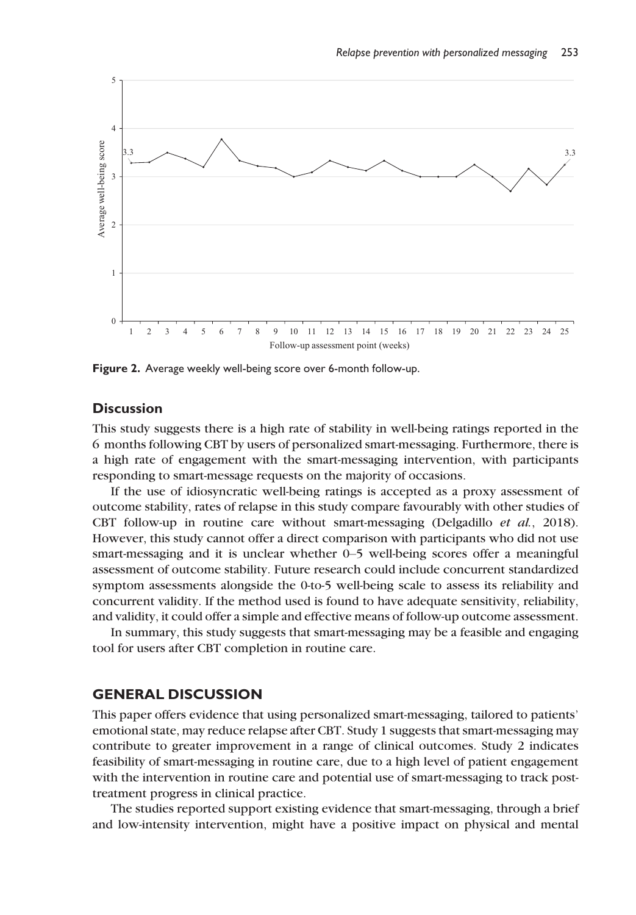**Figure 2.** Average weekly well-being score over 6-month follow-up.

## Discussion

This study suggests there is a high rate of stability in well-being ratings reported in the 6 months following CBT by users of personalized smart-messaging. Furthermore, there is a high rate of engagement with the smart-messaging intervention, with participants responding to smart-message requests on the majority of occasions.

If the use of idiosyncratic well-being ratings is accepted as a proxy assessment of outcome stability, rates of relapse in this study compare favourably with other studies of CBT follow-up in routine care without smart-messaging (Delgadillo *et al.*, 2018). However, this study cannot offer a direct comparison with participants who did not use smart-messaging and it is unclear whether 0–5 well-being scores offer a meaningful assessment of outcome stability. Future research could include concurrent standardized symptom assessments alongside the 0-to-5 well-being scale to assess its reliability and concurrent validity. If the method used is found to have adequate sensitivity, reliability, and validity, it could offer a simple and effective means of follow-up outcome assessment.

In summary, this study suggests that smart-messaging may be a feasible and engaging tool for users after CBT completion in routine care.

# GENERAL DISCUSSION

This paper offers evidence that using personalized smart-messaging, tailored to patients' emotional state, may reduce relapse after CBT. Study 1 suggests that smart-messaging may contribute to greater improvement in a range of clinical outcomes. Study 2 indicates feasibility of smart-messaging in routine care, due to a high level of patient engagement with the intervention in routine care and potential use of smart-messaging to track post-treatment progress in clinical practice.

The studies reported support existing evidence that smart-messaging, through a brief and low-intensity intervention, might have a positive impact on physical and mental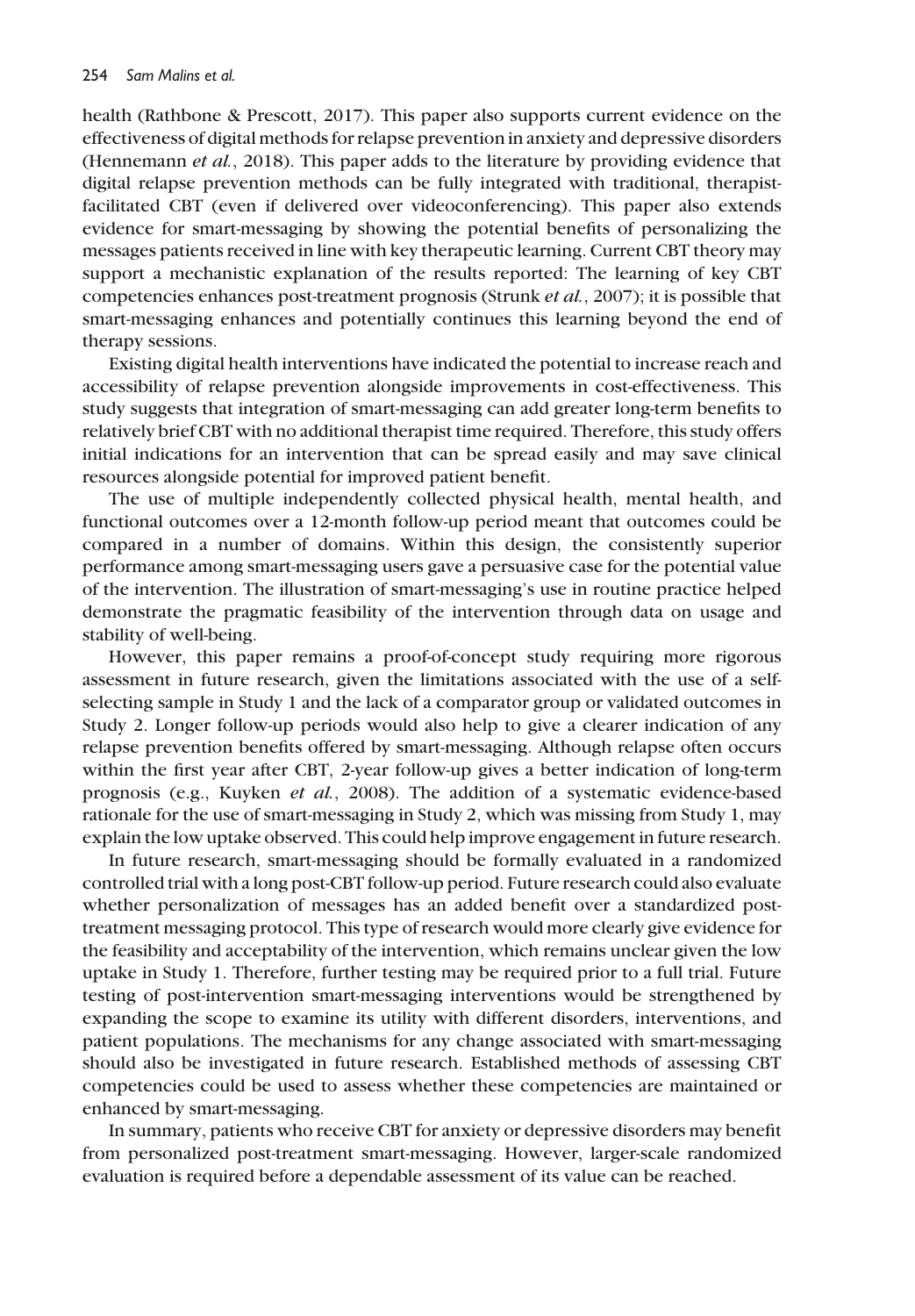health (Rathbone & Prescott, 2017). This paper also supports current evidence on the effectiveness of digital methods for relapse prevention in anxiety and depressive disorders (Hennemann *et al.*, 2018). This paper adds to the literature by providing evidence that digital relapse prevention methods can be fully integrated with traditional, therapist-facilitated CBT (even if delivered over videoconferencing). This paper also extends evidence for smart-messaging by showing the potential benefits of personalizing the messages patients received in line with key therapeutic learning. Current CBT theory may support a mechanistic explanation of the results reported: The learning of key CBT competencies enhances post-treatment prognosis (Strunk *et al.*, 2007); it is possible that smart-messaging enhances and potentially continues this learning beyond the end of therapy sessions.

Existing digital health interventions have indicated the potential to increase reach and accessibility of relapse prevention alongside improvements in cost-effectiveness. This study suggests that integration of smart-messaging can add greater long-term benefits to relatively brief CBT with no additional therapist time required. Therefore, this study offers initial indications for an intervention that can be spread easily and may save clinical resources alongside potential for improved patient benefit.

The use of multiple independently collected physical health, mental health, and functional outcomes over a 12-month follow-up period meant that outcomes could be compared in a number of domains. Within this design, the consistently superior performance among smart-messaging users gave a persuasive case for the potential value of the intervention. The illustration of smart-messaging's use in routine practice helped demonstrate the pragmatic feasibility of the intervention through data on usage and stability of well-being.

However, this paper remains a proof-of-concept study requiring more rigorous assessment in future research, given the limitations associated with the use of a self-selecting sample in Study 1 and the lack of a comparator group or validated outcomes in Study 2. Longer follow-up periods would also help to give a clearer indication of any relapse prevention benefits offered by smart-messaging. Although relapse often occurs within the first year after CBT, 2-year follow-up gives a better indication of long-term prognosis (e.g., Kuyken *et al.*, 2008). The addition of a systematic evidence-based rationale for the use of smart-messaging in Study 2, which was missing from Study 1, may explain the low uptake observed. This could help improve engagement in future research.

In future research, smart-messaging should be formally evaluated in a randomized controlled trial with a long post-CBT follow-up period. Future research could also evaluate whether personalization of messages has an added benefit over a standardized post-treatment messaging protocol. This type of research would more clearly give evidence for the feasibility and acceptability of the intervention, which remains unclear given the low uptake in Study 1. Therefore, further testing may be required prior to a full trial. Future testing of post-intervention smart-messaging interventions would be strengthened by expanding the scope to examine its utility with different disorders, interventions, and patient populations. The mechanisms for any change associated with smart-messaging should also be investigated in future research. Established methods of assessing CBT competencies could be used to assess whether these competencies are maintained or enhanced by smart-messaging.

In summary, patients who receive CBT for anxiety or depressive disorders may benefit from personalized post-treatment smart-messaging. However, larger-scale randomized evaluation is required before a dependable assessment of its value can be reached.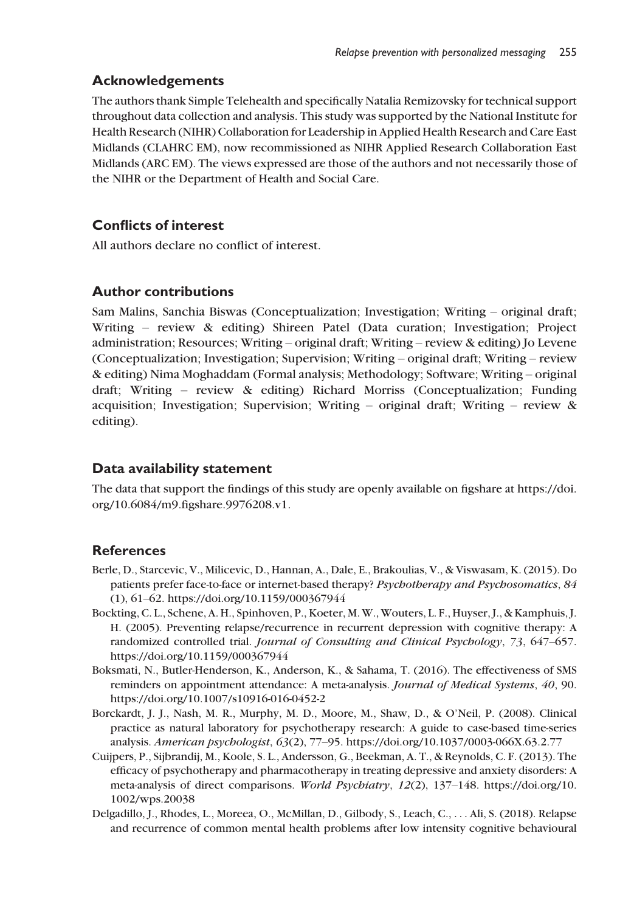## Acknowledgements

The authors thank Simple Telehealth and specifically Natalia Remizovsky for technical support throughout data collection and analysis. This study was supported by the National Institute for Health Research (NIHR) Collaboration for Leadership in Applied Health Research and Care East Midlands (CLAHRC EM), now recommissioned as NIHR Applied Research Collaboration East Midlands (ARC EM). The views expressed are those of the authors and not necessarily those of the NIHR or the Department of Health and Social Care.

## Conflicts of interest

All authors declare no conflict of interest.

## Author contributions

Sam Malins, Sanchia Biswas (Conceptualization; Investigation; Writing – original draft; Writing – review & editing) Shireen Patel (Data curation; Investigation; Project administration; Resources; Writing – original draft; Writing – review & editing) Jo Levene (Conceptualization; Investigation; Supervision; Writing – original draft; Writing – review & editing) Nima Moghaddam (Formal analysis; Methodology; Software; Writing – original draft; Writing – review & editing) Richard Morriss (Conceptualization; Funding acquisition; Investigation; Supervision; Writing – original draft; Writing – review & editing).

## Data availability statement

The data that support the findings of this study are openly available on figshare at https://doi.org/10.6084/m9.figshare.9976208.v1.

## References

Berle, D., Starcevic, V., Milicevic, D., Hannan, A., Dale, E., Brakoulias, V., & Viswasam, K. (2015). Do patients prefer face-to-face or internet-based therapy? *Psychotherapy and Psychosomatics*, *84*(1), 61–62. https://doi.org/10.1159/000367944

Bockting, C. L., Schene, A. H., Spinhoven, P., Koeter, M. W., Wouters, L. F., Huyser, J., & Kamphuis, J. H. (2005). Preventing relapse/recurrence in recurrent depression with cognitive therapy: A randomized controlled trial. *Journal of Consulting and Clinical Psychology*, *73*, 647–657. https://doi.org/10.1159/000367944

Boksmati, N., Butler-Henderson, K., Anderson, K., & Sahama, T. (2016). The effectiveness of SMS reminders on appointment attendance: A meta-analysis. *Journal of Medical Systems*, *40*, 90. https://doi.org/10.1007/s10916-016-0452-2

Borckardt, J. J., Nash, M. R., Murphy, M. D., Moore, M., Shaw, D., & O'Neil, P. (2008). Clinical practice as natural laboratory for psychotherapy research: A guide to case-based time-series analysis. *American psychologist*, *63*(2), 77–95. https://doi.org/10.1037/0003-066X.63.2.77

Cuijpers, P., Sijbrandij, M., Koole, S. L., Andersson, G., Beekman, A. T., & Reynolds, C. F. (2013). The efficacy of psychotherapy and pharmacotherapy in treating depressive and anxiety disorders: A meta-analysis of direct comparisons. *World Psychiatry*, *12*(2), 137–148. https://doi.org/10.1002/wps.20038

Delgadillo, J., Rhodes, L., Moreea, O., McMillan, D., Gilbody, S., Leach, C., . . . Ali, S. (2018). Relapse and recurrence of common mental health problems after low intensity cognitive behavioural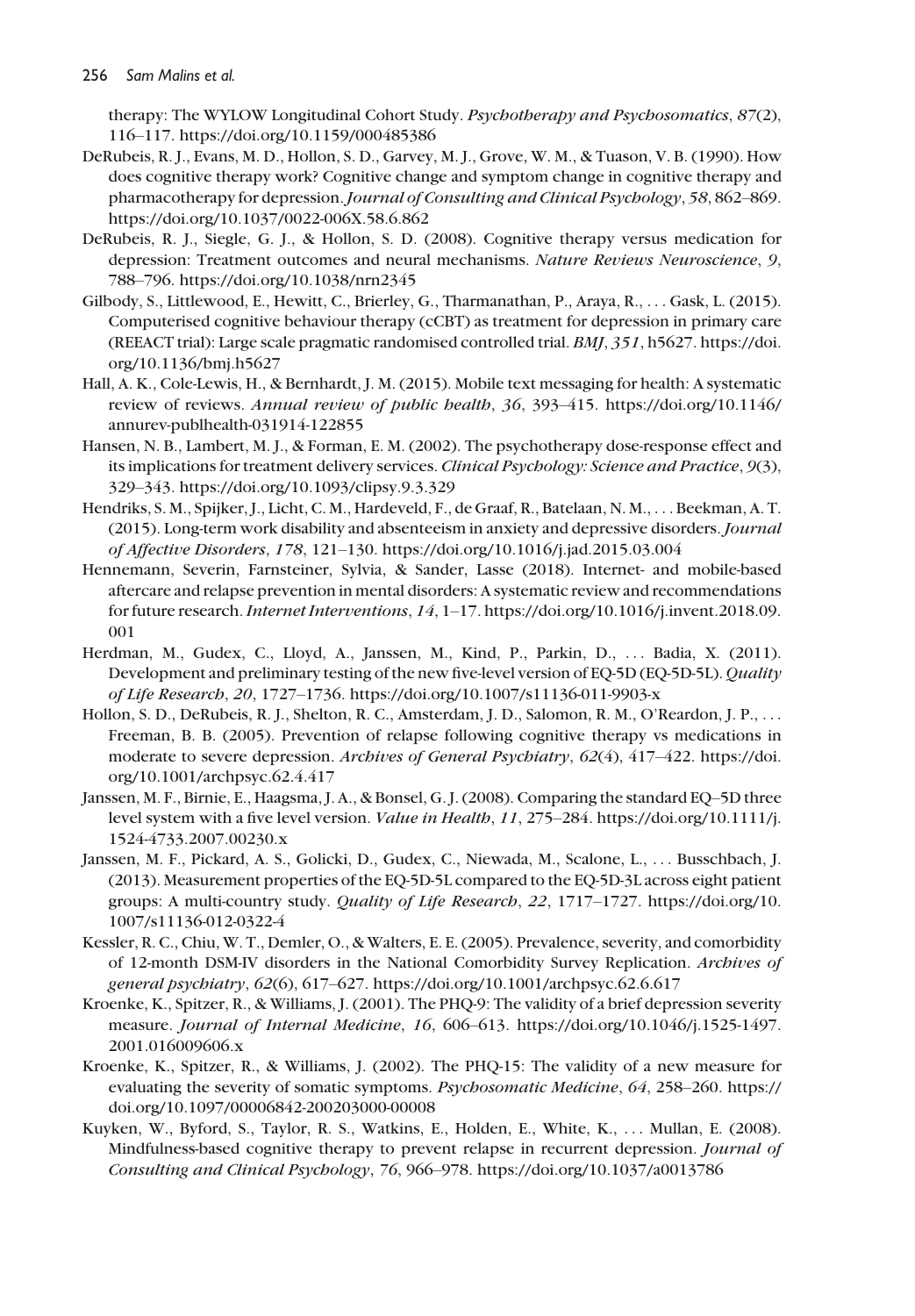therapy: The WYLOW Longitudinal Cohort Study. *Psychotherapy and Psychosomatics*, *87*(2), 116–117. https://doi.org/10.1159/000485386

DeRubeis, R. J., Evans, M. D., Hollon, S. D., Garvey, M. J., Grove, W. M., & Tuason, V. B. (1990). How does cognitive therapy work? Cognitive change and symptom change in cognitive therapy and pharmacotherapy for depression. *Journal of Consulting and Clinical Psychology*, *58*, 862–869. https://doi.org/10.1037/0022-006X.58.6.862

DeRubeis, R. J., Siegle, G. J., & Hollon, S. D. (2008). Cognitive therapy versus medication for depression: Treatment outcomes and neural mechanisms. *Nature Reviews Neuroscience*, *9*, 788–796. https://doi.org/10.1038/nrn2345

Gilbody, S., Littlewood, E., Hewitt, C., Brierley, G., Tharmanathan, P., Araya, R., . . . Gask, L. (2015). Computerised cognitive behaviour therapy (cCBT) as treatment for depression in primary care (REEACT trial): Large scale pragmatic randomised controlled trial. *BMJ*, *351*, h5627. https://doi.org/10.1136/bmj.h5627

Hall, A. K., Cole-Lewis, H., & Bernhardt, J. M. (2015). Mobile text messaging for health: A systematic review of reviews. *Annual review of public health*, *36*, 393–415. https://doi.org/10.1146/annurev-publhealth-031914-122855

Hansen, N. B., Lambert, M. J., & Forman, E. M. (2002). The psychotherapy dose-response effect and its implications for treatment delivery services. *Clinical Psychology: Science and Practice*, *9*(3), 329–343. https://doi.org/10.1093/clipsy.9.3.329

Hendriks, S. M., Spijker, J., Licht, C. M., Hardeveld, F., de Graaf, R., Batelaan, N. M., . . . Beekman, A. T. (2015). Long-term work disability and absenteeism in anxiety and depressive disorders. *Journal of Affective Disorders*, *178*, 121–130. https://doi.org/10.1016/j.jad.2015.03.004

Hennemann, Severin, Farnsteiner, Sylvia, & Sander, Lasse (2018). Internet- and mobile-based aftercare and relapse prevention in mental disorders: A systematic review and recommendations for future research. *Internet Interventions*, *14*, 1–17. https://doi.org/10.1016/j.invent.2018.09.001

Herdman, M., Gudex, C., Lloyd, A., Janssen, M., Kind, P., Parkin, D., . . . Badia, X. (2011). Development and preliminary testing of the new five-level version of EQ-5D (EQ-5D-5L). *Quality of Life Research*, *20*, 1727–1736. https://doi.org/10.1007/s11136-011-9903-x

Hollon, S. D., DeRubeis, R. J., Shelton, R. C., Amsterdam, J. D., Salomon, R. M., O'Reardon, J. P., . . . Freeman, B. B. (2005). Prevention of relapse following cognitive therapy vs medications in moderate to severe depression. *Archives of General Psychiatry*, *62*(4), 417–422. https://doi.org/10.1001/archpsyc.62.4.417

Janssen, M. F., Birnie, E., Haagsma, J. A., & Bonsel, G. J. (2008). Comparing the standard EQ–5D three level system with a five level version. *Value in Health*, *11*, 275–284. https://doi.org/10.1111/j.1524-4733.2007.00230.x

Janssen, M. F., Pickard, A. S., Golicki, D., Gudex, C., Niewada, M., Scalone, L., . . . Busschbach, J. (2013). Measurement properties of the EQ-5D-5L compared to the EQ-5D-3L across eight patient groups: A multi-country study. *Quality of Life Research*, *22*, 1717–1727. https://doi.org/10.1007/s11136-012-0322-4

Kessler, R. C., Chiu, W. T., Demler, O., & Walters, E. E. (2005). Prevalence, severity, and comorbidity of 12-month DSM-IV disorders in the National Comorbidity Survey Replication. *Archives of general psychiatry*, *62*(6), 617–627. https://doi.org/10.1001/archpsyc.62.6.617

Kroenke, K., Spitzer, R., & Williams, J. (2001). The PHQ-9: The validity of a brief depression severity measure. *Journal of Internal Medicine*, *16*, 606–613. https://doi.org/10.1046/j.1525-1497.2001.016009606.x

Kroenke, K., Spitzer, R., & Williams, J. (2002). The PHQ-15: The validity of a new measure for evaluating the severity of somatic symptoms. *Psychosomatic Medicine*, *64*, 258–260. https://doi.org/10.1097/00006842-200203000-00008

Kuyken, W., Byford, S., Taylor, R. S., Watkins, E., Holden, E., White, K., . . . Mullan, E. (2008). Mindfulness-based cognitive therapy to prevent relapse in recurrent depression. *Journal of Consulting and Clinical Psychology*, *76*, 966–978. https://doi.org/10.1037/a0013786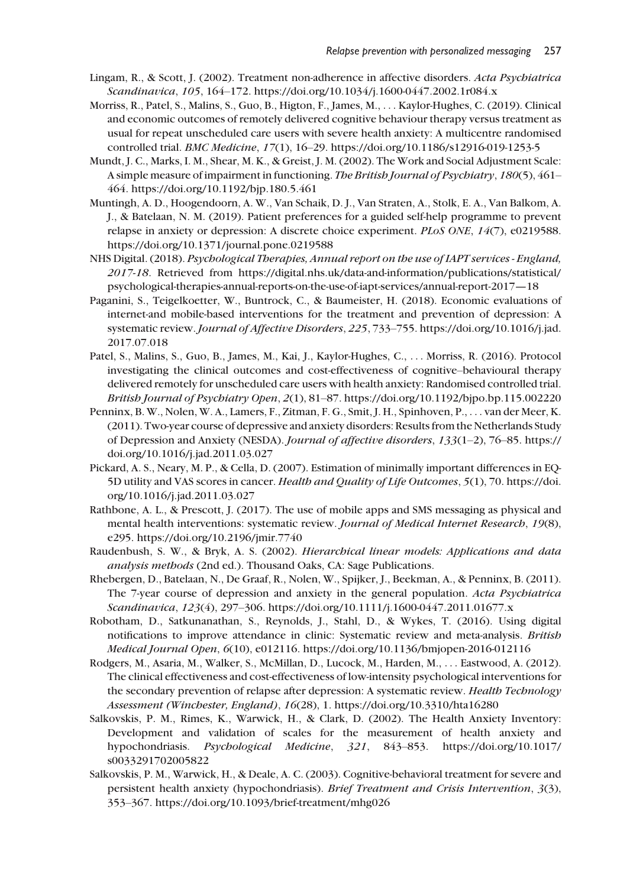Lingam, R., & Scott, J. (2002). Treatment non-adherence in affective disorders. *Acta Psychiatrica Scandinavica*, *105*, 164–172. https://doi.org/10.1034/j.1600-0447.2002.1r084.x

Morriss, R., Patel, S., Malins, S., Guo, B., Higton, F., James, M., . . . Kaylor-Hughes, C. (2019). Clinical and economic outcomes of remotely delivered cognitive behaviour therapy versus treatment as usual for repeat unscheduled care users with severe health anxiety: A multicentre randomised controlled trial. *BMC Medicine*, *17*(1), 16–29. https://doi.org/10.1186/s12916-019-1253-5

Mundt, J. C., Marks, I. M., Shear, M. K., & Greist, J. M. (2002). The Work and Social Adjustment Scale: A simple measure of impairment in functioning. *The British Journal of Psychiatry*, *180*(5), 461–464. https://doi.org/10.1192/bjp.180.5.461

Muntingh, A. D., Hoogendoorn, A. W., Van Schaik, D. J., Van Straten, A., Stolk, E. A., Van Balkom, A. J., & Batelaan, N. M. (2019). Patient preferences for a guided self-help programme to prevent relapse in anxiety or depression: A discrete choice experiment. *PLoS ONE*, *14*(7), e0219588. https://doi.org/10.1371/journal.pone.0219588

NHS Digital. (2018). *Psychological Therapies, Annual report on the use of IAPT services - England, 2017-18*. Retrieved from https://digital.nhs.uk/data-and-information/publications/statistical/psychological-therapies-annual-reports-on-the-use-of-iapt-services/annual-report-2017—18

Paganini, S., Teigelkoetter, W., Buntrock, C., & Baumeister, H. (2018). Economic evaluations of internet-and mobile-based interventions for the treatment and prevention of depression: A systematic review. *Journal of Affective Disorders*, *225*, 733–755. https://doi.org/10.1016/j.jad.2017.07.018

Patel, S., Malins, S., Guo, B., James, M., Kai, J., Kaylor-Hughes, C., . . . Morriss, R. (2016). Protocol investigating the clinical outcomes and cost-effectiveness of cognitive–behavioural therapy delivered remotely for unscheduled care users with health anxiety: Randomised controlled trial. *British Journal of Psychiatry Open*, *2*(1), 81–87. https://doi.org/10.1192/bjpo.bp.115.002220

Penninx, B. W., Nolen, W. A., Lamers, F., Zitman, F. G., Smit, J. H., Spinhoven, P., . . . van der Meer, K. (2011). Two-year course of depressive and anxiety disorders: Results from the Netherlands Study of Depression and Anxiety (NESDA). *Journal of affective disorders*, *133*(1–2), 76–85. https://doi.org/10.1016/j.jad.2011.03.027

Pickard, A. S., Neary, M. P., & Cella, D. (2007). Estimation of minimally important differences in EQ-5D utility and VAS scores in cancer. *Health and Quality of Life Outcomes*, *5*(1), 70. https://doi.org/10.1016/j.jad.2011.03.027

Rathbone, A. L., & Prescott, J. (2017). The use of mobile apps and SMS messaging as physical and mental health interventions: systematic review. *Journal of Medical Internet Research*, *19*(8), e295. https://doi.org/10.2196/jmir.7740

Raudenbush, S. W., & Bryk, A. S. (2002). *Hierarchical linear models: Applications and data analysis methods* (2nd ed.). Thousand Oaks, CA: Sage Publications.

Rhebergen, D., Batelaan, N., De Graaf, R., Nolen, W., Spijker, J., Beekman, A., & Penninx, B. (2011). The 7-year course of depression and anxiety in the general population. *Acta Psychiatrica Scandinavica*, *123*(4), 297–306. https://doi.org/10.1111/j.1600-0447.2011.01677.x

Robotham, D., Satkunanathan, S., Reynolds, J., Stahl, D., & Wykes, T. (2016). Using digital notifications to improve attendance in clinic: Systematic review and meta-analysis. *British Medical Journal Open*, *6*(10), e012116. https://doi.org/10.1136/bmjopen-2016-012116

Rodgers, M., Asaria, M., Walker, S., McMillan, D., Lucock, M., Harden, M., . . . Eastwood, A. (2012). The clinical effectiveness and cost-effectiveness of low-intensity psychological interventions for the secondary prevention of relapse after depression: A systematic review. *Health Technology Assessment (Winchester, England)*, *16*(28), 1. https://doi.org/10.3310/hta16280

Salkovskis, P. M., Rimes, K., Warwick, H., & Clark, D. (2002). The Health Anxiety Inventory: Development and validation of scales for the measurement of health anxiety and hypochondriasis. *Psychological Medicine*, *321*, 843–853. https://doi.org/10.1017/s0033291702005822

Salkovskis, P. M., Warwick, H., & Deale, A. C. (2003). Cognitive-behavioral treatment for severe and persistent health anxiety (hypochondriasis). *Brief Treatment and Crisis Intervention*, *3*(3), 353–367. https://doi.org/10.1093/brief-treatment/mhg026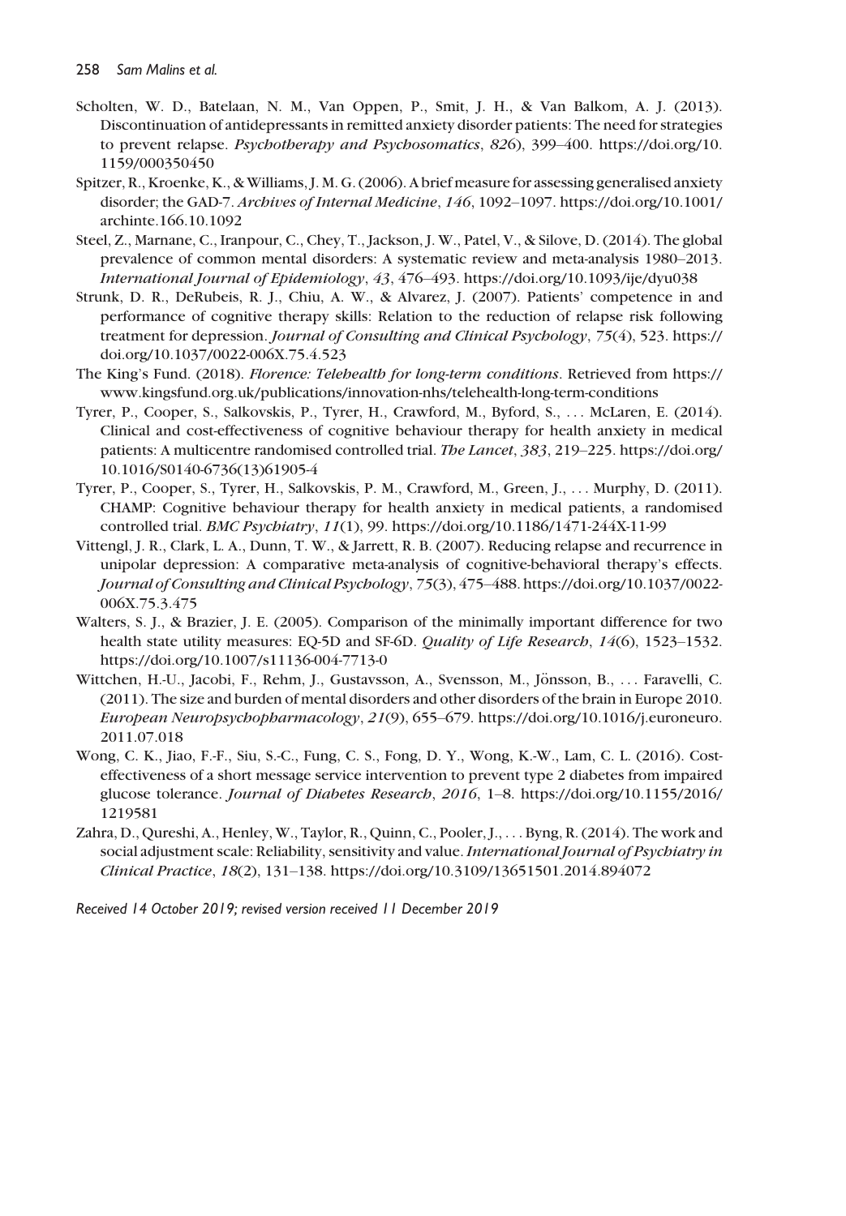Scholten, W. D., Batelaan, N. M., Van Oppen, P., Smit, J. H., & Van Balkom, A. J. (2013). Discontinuation of antidepressants in remitted anxiety disorder patients: The need for strategies to prevent relapse. *Psychotherapy and Psychosomatics*, *826*), 399–400. https://doi.org/10.1159/000350450

Spitzer, R., Kroenke, K., & Williams, J. M. G. (2006). A brief measure for assessing generalised anxiety disorder; the GAD-7. *Archives of Internal Medicine*, *146*, 1092–1097. https://doi.org/10.1001/archinte.166.10.1092

Steel, Z., Marnane, C., Iranpour, C., Chey, T., Jackson, J. W., Patel, V., & Silove, D. (2014). The global prevalence of common mental disorders: A systematic review and meta-analysis 1980–2013. *International Journal of Epidemiology*, *43*, 476–493. https://doi.org/10.1093/ije/dyu038

Strunk, D. R., DeRubeis, R. J., Chiu, A. W., & Alvarez, J. (2007). Patients' competence in and performance of cognitive therapy skills: Relation to the reduction of relapse risk following treatment for depression. *Journal of Consulting and Clinical Psychology*, *75*(4), 523. https://doi.org/10.1037/0022-006X.75.4.523

The King's Fund. (2018). *Florence: Telehealth for long-term conditions*. Retrieved from https://www.kingsfund.org.uk/publications/innovation-nhs/telehealth-long-term-conditions

Tyrer, P., Cooper, S., Salkovskis, P., Tyrer, H., Crawford, M., Byford, S., ... McLaren, E. (2014). Clinical and cost-effectiveness of cognitive behaviour therapy for health anxiety in medical patients: A multicentre randomised controlled trial. *The Lancet*, *383*, 219–225. https://doi.org/10.1016/S0140-6736(13)61905-4

Tyrer, P., Cooper, S., Tyrer, H., Salkovskis, P. M., Crawford, M., Green, J., ... Murphy, D. (2011). CHAMP: Cognitive behaviour therapy for health anxiety in medical patients, a randomised controlled trial. *BMC Psychiatry*, *11*(1), 99. https://doi.org/10.1186/1471-244X-11-99

Vittengl, J. R., Clark, L. A., Dunn, T. W., & Jarrett, R. B. (2007). Reducing relapse and recurrence in unipolar depression: A comparative meta-analysis of cognitive-behavioral therapy's effects. *Journal of Consulting and Clinical Psychology*, *75*(3), 475–488. https://doi.org/10.1037/0022-006X.75.3.475

Walters, S. J., & Brazier, J. E. (2005). Comparison of the minimally important difference for two health state utility measures: EQ-5D and SF-6D. *Quality of Life Research*, *14*(6), 1523–1532. https://doi.org/10.1007/s11136-004-7713-0

Wittchen, H.-U., Jacobi, F., Rehm, J., Gustavsson, A., Svensson, M., Jönsson, B., ... Faravelli, C. (2011). The size and burden of mental disorders and other disorders of the brain in Europe 2010. *European Neuropsychopharmacology*, *21*(9), 655–679. https://doi.org/10.1016/j.euroneuro.2011.07.018

Wong, C. K., Jiao, F.-F., Siu, S.-C., Fung, C. S., Fong, D. Y., Wong, K.-W., Lam, C. L. (2016). Cost-effectiveness of a short message service intervention to prevent type 2 diabetes from impaired glucose tolerance. *Journal of Diabetes Research*, *2016*, 1–8. https://doi.org/10.1155/2016/1219581

Zahra, D., Qureshi, A., Henley, W., Taylor, R., Quinn, C., Pooler, J., ... Byng, R. (2014). The work and social adjustment scale: Reliability, sensitivity and value. *International Journal of Psychiatry in Clinical Practice*, *18*(2), 131–138. https://doi.org/10.3109/13651501.2014.894072

*Received 14 October 2019; revised version received 11 December 2019*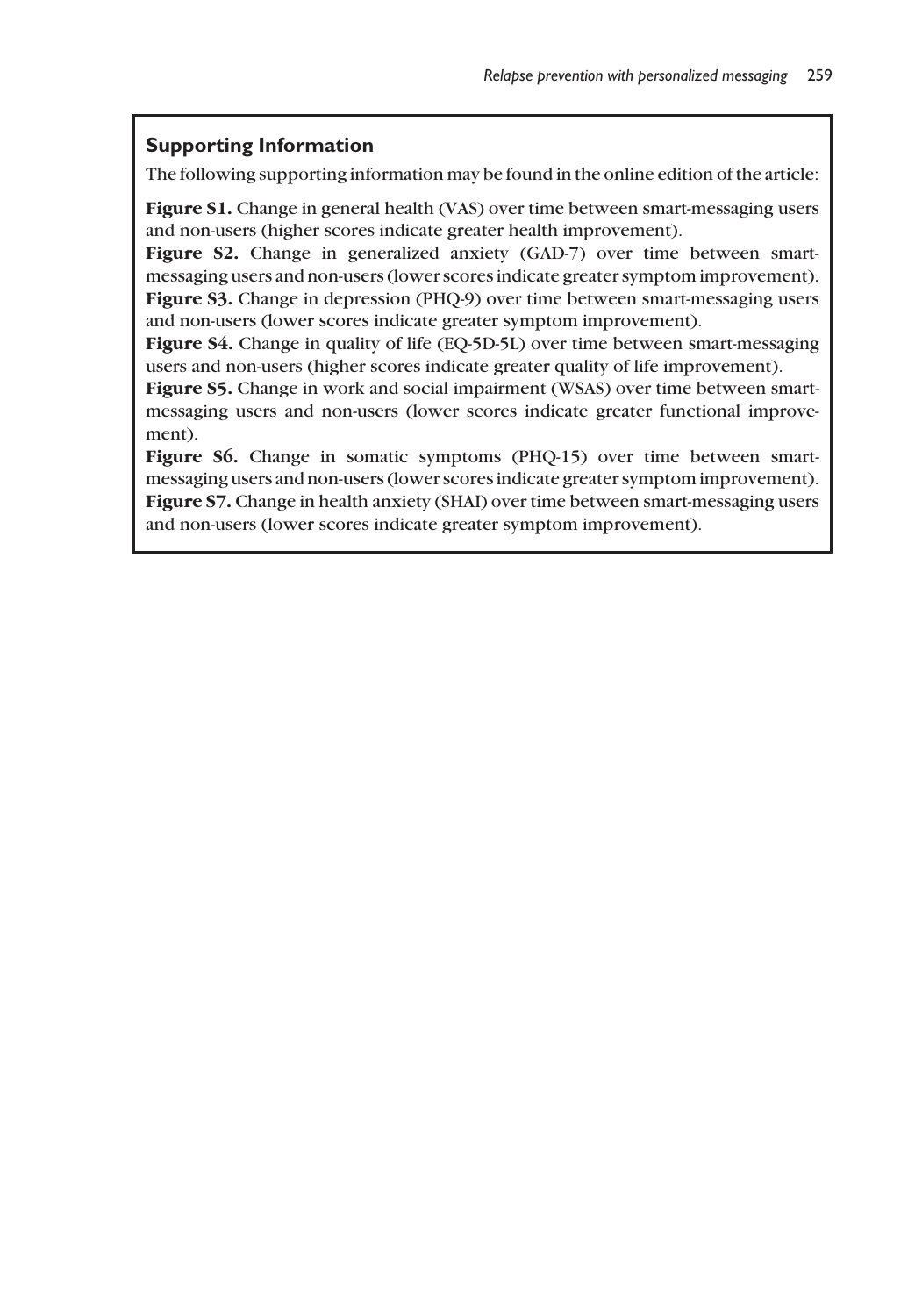## Supporting Information

The following supporting information may be found in the online edition of the article:

**Figure S1.** Change in general health (VAS) over time between smart-messaging users and non-users (higher scores indicate greater health improvement).
**Figure S2.** Change in generalized anxiety (GAD-7) over time between smart-messaging users and non-users (lower scores indicate greater symptom improvement).
**Figure S3.** Change in depression (PHQ-9) over time between smart-messaging users and non-users (lower scores indicate greater symptom improvement).
**Figure S4.** Change in quality of life (EQ-5D-5L) over time between smart-messaging users and non-users (higher scores indicate greater quality of life improvement).
**Figure S5.** Change in work and social impairment (WSAS) over time between smart-messaging users and non-users (lower scores indicate greater functional improvement).
**Figure S6.** Change in somatic symptoms (PHQ-15) over time between smart-messaging users and non-users (lower scores indicate greater symptom improvement).
**Figure S7.** Change in health anxiety (SHAI) over time between smart-messaging users and non-users (lower scores indicate greater symptom improvement).